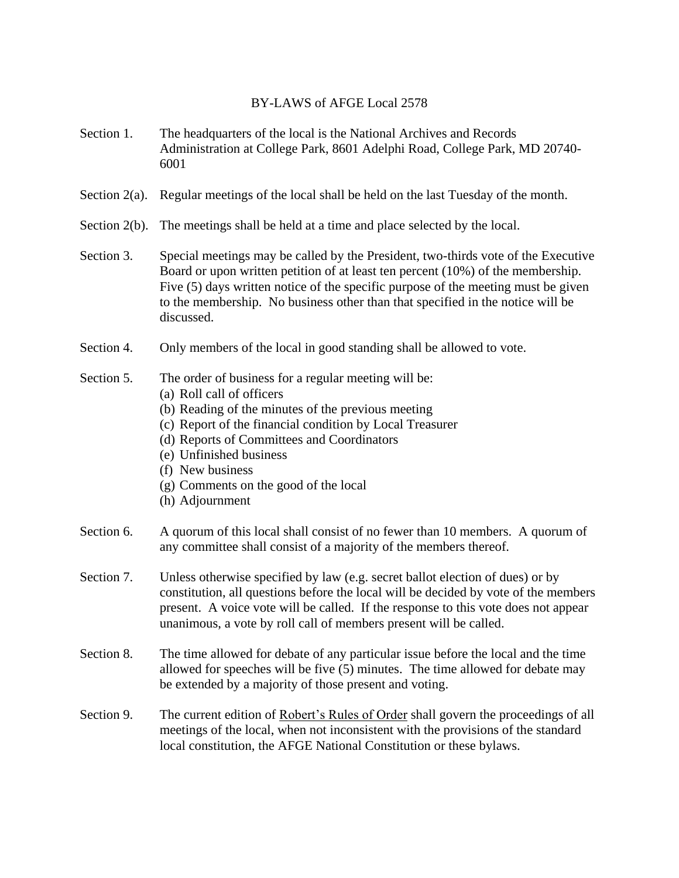# BY-LAWS of AFGE Local 2578

Section 1. The headquarters of the local is the National Archives and Records Administration at College Park, 8601 Adelphi Road, College Park, MD 20740-6001

Section 2(a). Regular meetings of the local shall be held on the last Tuesday of the month.

Section 2(b). The meetings shall be held at a time and place selected by the local.

Section 3. Special meetings may be called by the President, two-thirds vote of the Executive Board or upon written petition of at least ten percent (10%) of the membership. Five (5) days written notice of the specific purpose of the meeting must be given to the membership. No business other than that specified in the notice will be discussed.

Section 4. Only members of the local in good standing shall be allowed to vote.

Section 5. The order of business for a regular meeting will be:

(a) Roll call of officers
(b) Reading of the minutes of the previous meeting
(c) Report of the financial condition by Local Treasurer
(d) Reports of Committees and Coordinators
(e) Unfinished business
(f) New business
(g) Comments on the good of the local
(h) Adjournment

Section 6. A quorum of this local shall consist of no fewer than 10 members. A quorum of any committee shall consist of a majority of the members thereof.

Section 7. Unless otherwise specified by law (e.g. secret ballot election of dues) or by constitution, all questions before the local will be decided by vote of the members present. A voice vote will be called. If the response to this vote does not appear unanimous, a vote by roll call of members present will be called.

Section 8. The time allowed for debate of any particular issue before the local and the time allowed for speeches will be five (5) minutes. The time allowed for debate may be extended by a majority of those present and voting.

Section 9. The current edition of Robert's Rules of Order shall govern the proceedings of all meetings of the local, when not inconsistent with the provisions of the standard local constitution, the AFGE National Constitution or these bylaws.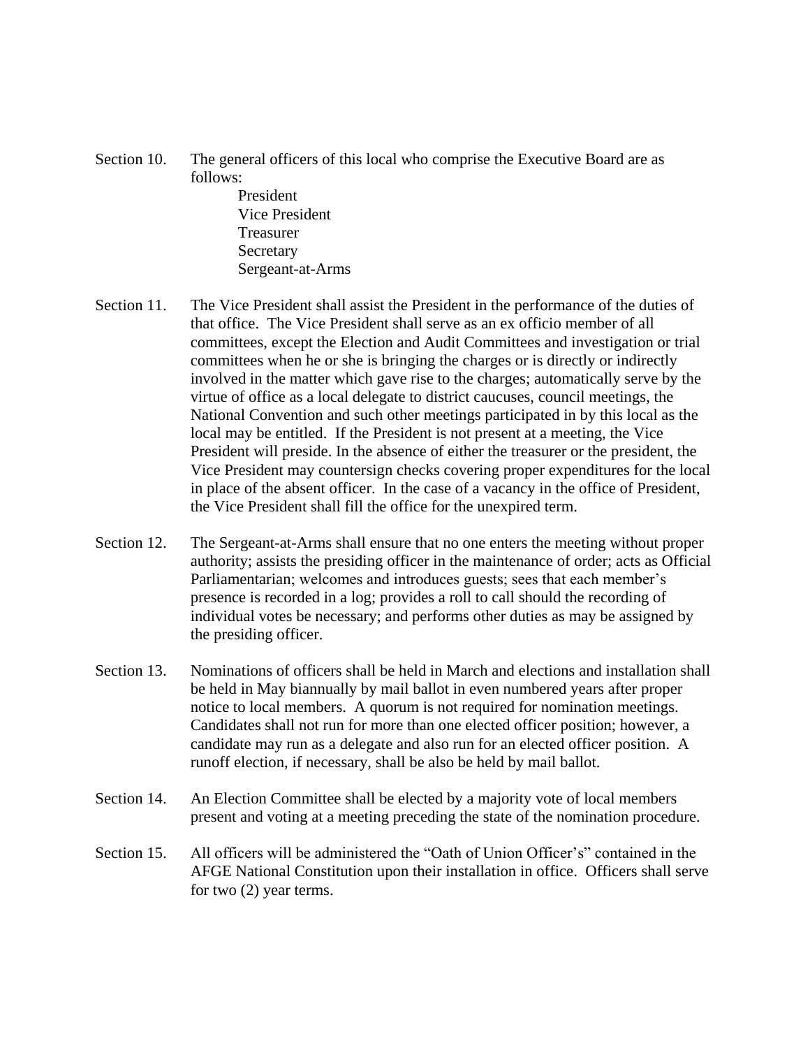Section 10. The general officers of this local who comprise the Executive Board are as follows:

- President
- Vice President
- Treasurer
- Secretary
- Sergeant-at-Arms

Section 11. The Vice President shall assist the President in the performance of the duties of that office. The Vice President shall serve as an ex officio member of all committees, except the Election and Audit Committees and investigation or trial committees when he or she is bringing the charges or is directly or indirectly involved in the matter which gave rise to the charges; automatically serve by the virtue of office as a local delegate to district caucuses, council meetings, the National Convention and such other meetings participated in by this local as the local may be entitled. If the President is not present at a meeting, the Vice President will preside. In the absence of either the treasurer or the president, the Vice President may countersign checks covering proper expenditures for the local in place of the absent officer. In the case of a vacancy in the office of President, the Vice President shall fill the office for the unexpired term.

Section 12. The Sergeant-at-Arms shall ensure that no one enters the meeting without proper authority; assists the presiding officer in the maintenance of order; acts as Official Parliamentarian; welcomes and introduces guests; sees that each member's presence is recorded in a log; provides a roll to call should the recording of individual votes be necessary; and performs other duties as may be assigned by the presiding officer.

Section 13. Nominations of officers shall be held in March and elections and installation shall be held in May biannually by mail ballot in even numbered years after proper notice to local members. A quorum is not required for nomination meetings. Candidates shall not run for more than one elected officer position; however, a candidate may run as a delegate and also run for an elected officer position. A runoff election, if necessary, shall be also be held by mail ballot.

Section 14. An Election Committee shall be elected by a majority vote of local members present and voting at a meeting preceding the state of the nomination procedure.

Section 15. All officers will be administered the "Oath of Union Officer's" contained in the AFGE National Constitution upon their installation in office. Officers shall serve for two (2) year terms.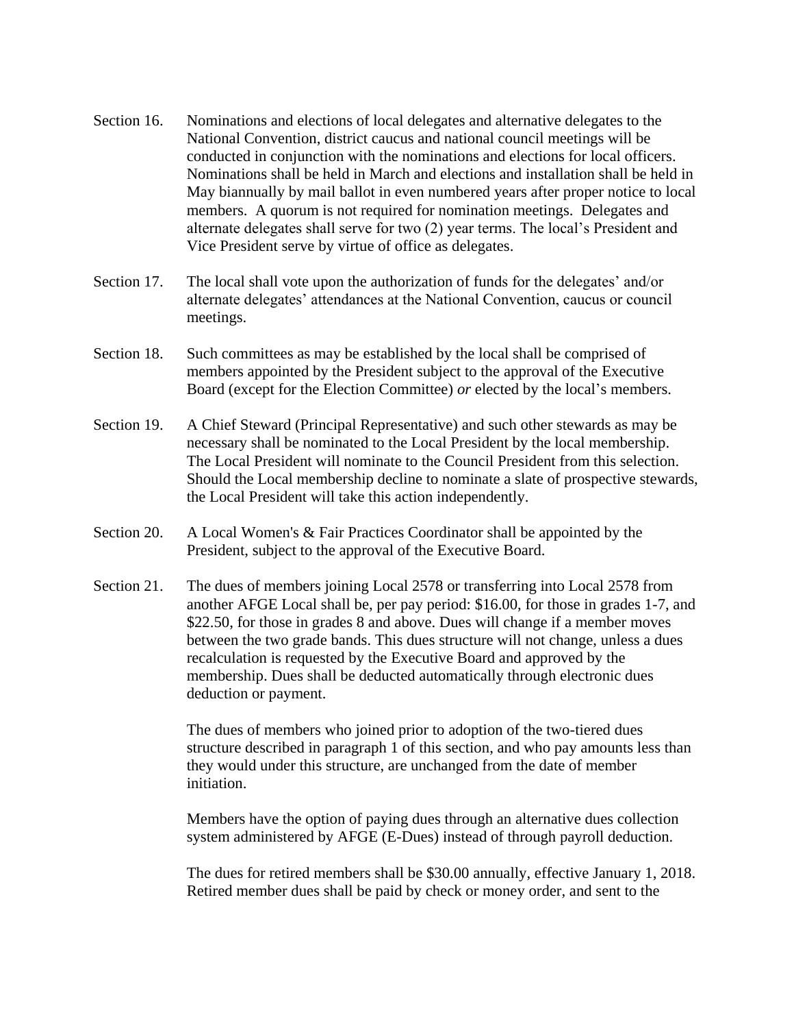Section 16. Nominations and elections of local delegates and alternative delegates to the National Convention, district caucus and national council meetings will be conducted in conjunction with the nominations and elections for local officers. Nominations shall be held in March and elections and installation shall be held in May biannually by mail ballot in even numbered years after proper notice to local members. A quorum is not required for nomination meetings. Delegates and alternate delegates shall serve for two (2) year terms. The local's President and Vice President serve by virtue of office as delegates.

Section 17. The local shall vote upon the authorization of funds for the delegates' and/or alternate delegates' attendances at the National Convention, caucus or council meetings.

Section 18. Such committees as may be established by the local shall be comprised of members appointed by the President subject to the approval of the Executive Board (except for the Election Committee) *or* elected by the local's members.

Section 19. A Chief Steward (Principal Representative) and such other stewards as may be necessary shall be nominated to the Local President by the local membership. The Local President will nominate to the Council President from this selection. Should the Local membership decline to nominate a slate of prospective stewards, the Local President will take this action independently.

Section 20. A Local Women's & Fair Practices Coordinator shall be appointed by the President, subject to the approval of the Executive Board.

Section 21. The dues of members joining Local 2578 or transferring into Local 2578 from another AFGE Local shall be, per pay period: $16.00, for those in grades 1-7, and $22.50, for those in grades 8 and above. Dues will change if a member moves between the two grade bands. This dues structure will not change, unless a dues recalculation is requested by the Executive Board and approved by the membership. Dues shall be deducted automatically through electronic dues deduction or payment.

The dues of members who joined prior to adoption of the two-tiered dues structure described in paragraph 1 of this section, and who pay amounts less than they would under this structure, are unchanged from the date of member initiation.

Members have the option of paying dues through an alternative dues collection system administered by AFGE (E-Dues) instead of through payroll deduction.

The dues for retired members shall be $30.00 annually, effective January 1, 2018. Retired member dues shall be paid by check or money order, and sent to the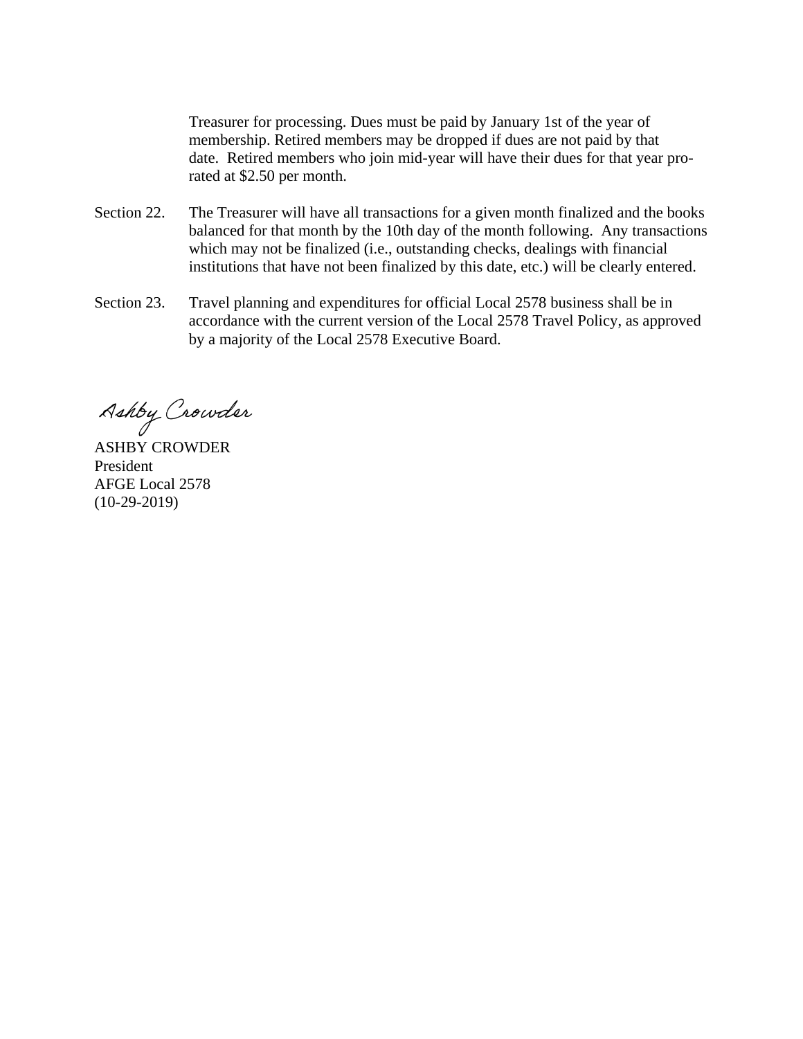Treasurer for processing. Dues must be paid by January 1st of the year of membership. Retired members may be dropped if dues are not paid by that date. Retired members who join mid-year will have their dues for that year pro-rated at $2.50 per month.

Section 22. The Treasurer will have all transactions for a given month finalized and the books balanced for that month by the 10th day of the month following. Any transactions which may not be finalized (i.e., outstanding checks, dealings with financial institutions that have not been finalized by this date, etc.) will be clearly entered.

Section 23. Travel planning and expenditures for official Local 2578 business shall be in accordance with the current version of the Local 2578 Travel Policy, as approved by a majority of the Local 2578 Executive Board.

*Ashby Crowder*

ASHBY CROWDER  
President  
AFGE Local 2578  
(10-29-2019)